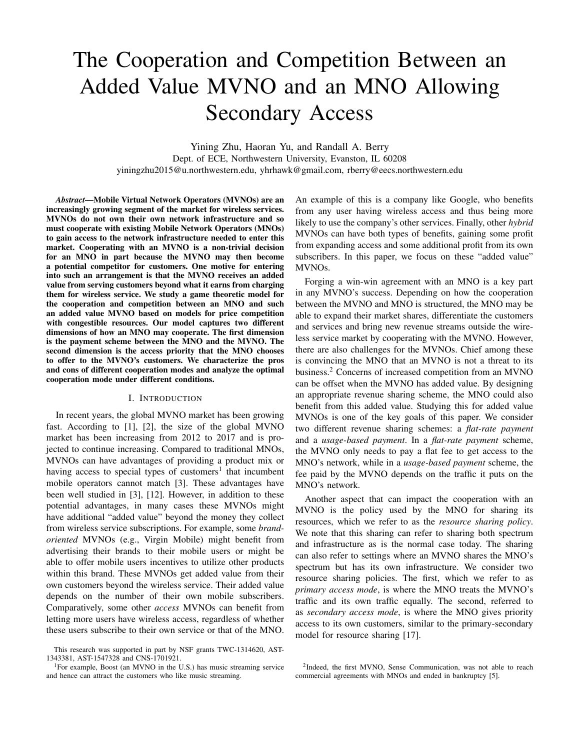# The Cooperation and Competition Between an Added Value MVNO and an MNO Allowing Secondary Access

Yining Zhu, Haoran Yu, and Randall A. Berry
Dept. of ECE, Northwestern University, Evanston, IL 60208
yiningzhu2015@u.northwestern.edu, yhrhawk@gmail.com, rberry@eecs.northwestern.edu

***Abstract*—Mobile Virtual Network Operators (MVNOs) are an increasingly growing segment of the market for wireless services. MVNOs do not own their own network infrastructure and so must cooperate with existing Mobile Network Operators (MNOs) to gain access to the network infrastructure needed to enter this market. Cooperating with an MVNO is a non-trivial decision for an MNO in part because the MVNO may then become a potential competitor for customers. One motive for entering into such an arrangement is that the MVNO receives an added value from serving customers beyond what it earns from charging them for wireless service. We study a game theoretic model for the cooperation and competition between an MNO and such an added value MVNO based on models for price competition with congestible resources. Our model captures two different dimensions of how an MNO may cooperate. The first dimension is the payment scheme between the MNO and the MVNO. The second dimension is the access priority that the MNO chooses to offer to the MVNO's customers. We characterize the pros and cons of different cooperation modes and analyze the optimal cooperation mode under different conditions.**

## I. Introduction

In recent years, the global MVNO market has been growing fast. According to [1], [2], the size of the global MVNO market has been increasing from 2012 to 2017 and is projected to continue increasing. Compared to traditional MNOs, MVNOs can have advantages of providing a product mix or having access to special types of customers[1] that incumbent mobile operators cannot match [3]. These advantages have been well studied in [3], [12]. However, in addition to these potential advantages, in many cases these MVNOs might have additional "added value" beyond the money they collect from wireless service subscriptions. For example, some *brand-oriented* MVNOs (e.g., Virgin Mobile) might benefit from advertising their brands to their mobile users or might be able to offer mobile users incentives to utilize other products within this brand. These MVNOs get added value from their own customers beyond the wireless service. Their added value depends on the number of their own mobile subscribers. Comparatively, some other *access* MVNOs can benefit from letting more users have wireless access, regardless of whether these users subscribe to their own service or that of the MNO. An example of this is a company like Google, who benefits from any user having wireless access and thus being more likely to use the company's other services. Finally, other *hybrid* MVNOs can have both types of benefits, gaining some profit from expanding access and some additional profit from its own subscribers. In this paper, we focus on these "added value" MVNOs.

Forging a win-win agreement with an MNO is a key part in any MVNO's success. Depending on how the cooperation between the MVNO and MNO is structured, the MNO may be able to expand their market shares, differentiate the customers and services and bring new revenue streams outside the wireless service market by cooperating with the MVNO. However, there are also challenges for the MVNOs. Chief among these is convincing the MNO that an MVNO is not a threat to its business.[2] Concerns of increased competition from an MVNO can be offset when the MVNO has added value. By designing an appropriate revenue sharing scheme, the MNO could also benefit from this added value. Studying this for added value MVNOs is one of the key goals of this paper. We consider two different revenue sharing schemes: a *flat-rate payment* and a *usage-based payment*. In a *flat-rate payment* scheme, the MVNO only needs to pay a flat fee to get access to the MNO's network, while in a *usage-based payment* scheme, the fee paid by the MVNO depends on the traffic it puts on the MNO's network.

Another aspect that can impact the cooperation with an MVNO is the policy used by the MNO for sharing its resources, which we refer to as the *resource sharing policy*. We note that this sharing can refer to sharing both spectrum and infrastructure as is the normal case today. The sharing can also refer to settings where an MVNO shares the MNO's spectrum but has its own infrastructure. We consider two resource sharing policies. The first, which we refer to as *primary access mode*, is where the MNO treats the MVNO's traffic and its own traffic equally. The second, referred to as *secondary access mode*, is where the MNO gives priority access to its own customers, similar to the primary-secondary model for resource sharing [17].

This research was supported in part by NSF grants TWC-1314620, AST-1343381, AST-1547328 and CNS-1701921.

[1] For example, Boost (an MVNO in the U.S.) has music streaming service and hence can attract the customers who like music streaming.

[2] Indeed, the first MVNO, Sense Communication, was not able to reach commercial agreements with MNOs and ended in bankruptcy [5].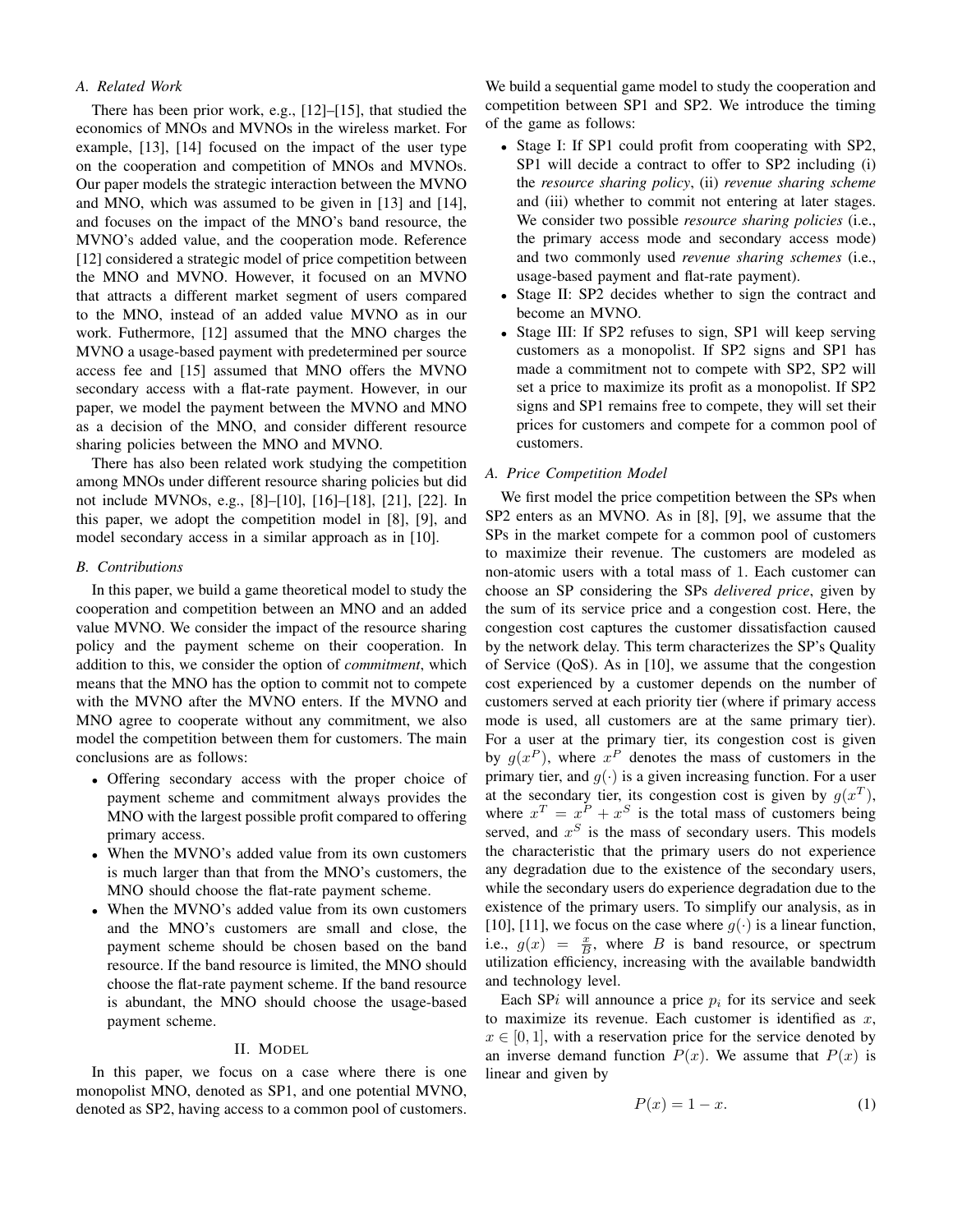### A. Related Work

There has been prior work, e.g., [12]–[15], that studied the economics of MNOs and MVNOs in the wireless market. For example, [13], [14] focused on the impact of the user type on the cooperation and competition of MNOs and MVNOs. Our paper models the strategic interaction between the MVNO and MNO, which was assumed to be given in [13] and [14], and focuses on the impact of the MNO's band resource, the MVNO's added value, and the cooperation mode. Reference [12] considered a strategic model of price competition between the MNO and MVNO. However, it focused on an MVNO that attracts a different market segment of users compared to the MNO, instead of an added value MVNO as in our work. Futhermore, [12] assumed that the MNO charges the MVNO a usage-based payment with predetermined per source access fee and [15] assumed that MNO offers the MVNO secondary access with a flat-rate payment. However, in our paper, we model the payment between the MVNO and MNO as a decision of the MNO, and consider different resource sharing policies between the MNO and MVNO.

There has also been related work studying the competition among MNOs under different resource sharing policies but did not include MVNOs, e.g., [8]–[10], [16]–[18], [21], [22]. In this paper, we adopt the competition model in [8], [9], and model secondary access in a similar approach as in [10].

### B. Contributions

In this paper, we build a game theoretical model to study the cooperation and competition between an MNO and an added value MVNO. We consider the impact of the resource sharing policy and the payment scheme on their cooperation. In addition to this, we consider the option of *commitment*, which means that the MNO has the option to commit not to compete with the MVNO after the MVNO enters. If the MVNO and MNO agree to cooperate without any commitment, we also model the competition between them for customers. The main conclusions are as follows:

- Offering secondary access with the proper choice of payment scheme and commitment always provides the MNO with the largest possible profit compared to offering primary access.
- When the MVNO's added value from its own customers is much larger than that from the MNO's customers, the MNO should choose the flat-rate payment scheme.
- When the MVNO's added value from its own customers and the MNO's customers are small and close, the payment scheme should be chosen based on the band resource. If the band resource is limited, the MNO should choose the flat-rate payment scheme. If the band resource is abundant, the MNO should choose the usage-based payment scheme.

## II. Model

In this paper, we focus on a case where there is one monopolist MNO, denoted as SP1, and one potential MVNO, denoted as SP2, having access to a common pool of customers. We build a sequential game model to study the cooperation and competition between SP1 and SP2. We introduce the timing of the game as follows:

- Stage I: If SP1 could profit from cooperating with SP2, SP1 will decide a contract to offer to SP2 including (i) the *resource sharing policy*, (ii) *revenue sharing scheme* and (iii) whether to commit not entering at later stages. We consider two possible *resource sharing policies* (i.e., the primary access mode and secondary access mode) and two commonly used *revenue sharing schemes* (i.e., usage-based payment and flat-rate payment).
- Stage II: SP2 decides whether to sign the contract and become an MVNO.
- Stage III: If SP2 refuses to sign, SP1 will keep serving customers as a monopolist. If SP2 signs and SP1 has made a commitment not to compete with SP2, SP2 will set a price to maximize its profit as a monopolist. If SP2 signs and SP1 remains free to compete, they will set their prices for customers and compete for a common pool of customers.

### A. Price Competition Model

We first model the price competition between the SPs when SP2 enters as an MVNO. As in [8], [9], we assume that the SPs in the market compete for a common pool of customers to maximize their revenue. The customers are modeled as non-atomic users with a total mass of 1. Each customer can choose an SP considering the SPs *delivered price*, given by the sum of its service price and a congestion cost. Here, the congestion cost captures the customer dissatisfaction caused by the network delay. This term characterizes the SP's Quality of Service (QoS). As in [10], we assume that the congestion cost experienced by a customer depends on the number of customers served at each priority tier (where if primary access mode is used, all customers are at the same primary tier). For a user at the primary tier, its congestion cost is given by $g(x^P)$, where $x^P$ denotes the mass of customers in the primary tier, and $g(\cdot)$ is a given increasing function. For a user at the secondary tier, its congestion cost is given by $g(x^T)$, where $x^T = x^P + x^S$ is the total mass of customers being served, and $x^S$ is the mass of secondary users. This models the characteristic that the primary users do not experience any degradation due to the existence of the secondary users, while the secondary users do experience degradation due to the existence of the primary users. To simplify our analysis, as in [10], [11], we focus on the case where $g(\cdot)$ is a linear function, i.e., $g(x) = \frac{x}{B}$, where $B$ is band resource, or spectrum utilization efficiency, increasing with the available bandwidth and technology level.

Each SP$i$ will announce a price $p_i$ for its service and seek to maximize its revenue. Each customer is identified as $x$, $x \in [0, 1]$, with a reservation price for the service denoted by an inverse demand function $P(x)$. We assume that $P(x)$ is linear and given by

$$P(x) = 1 - x. \tag{1}$$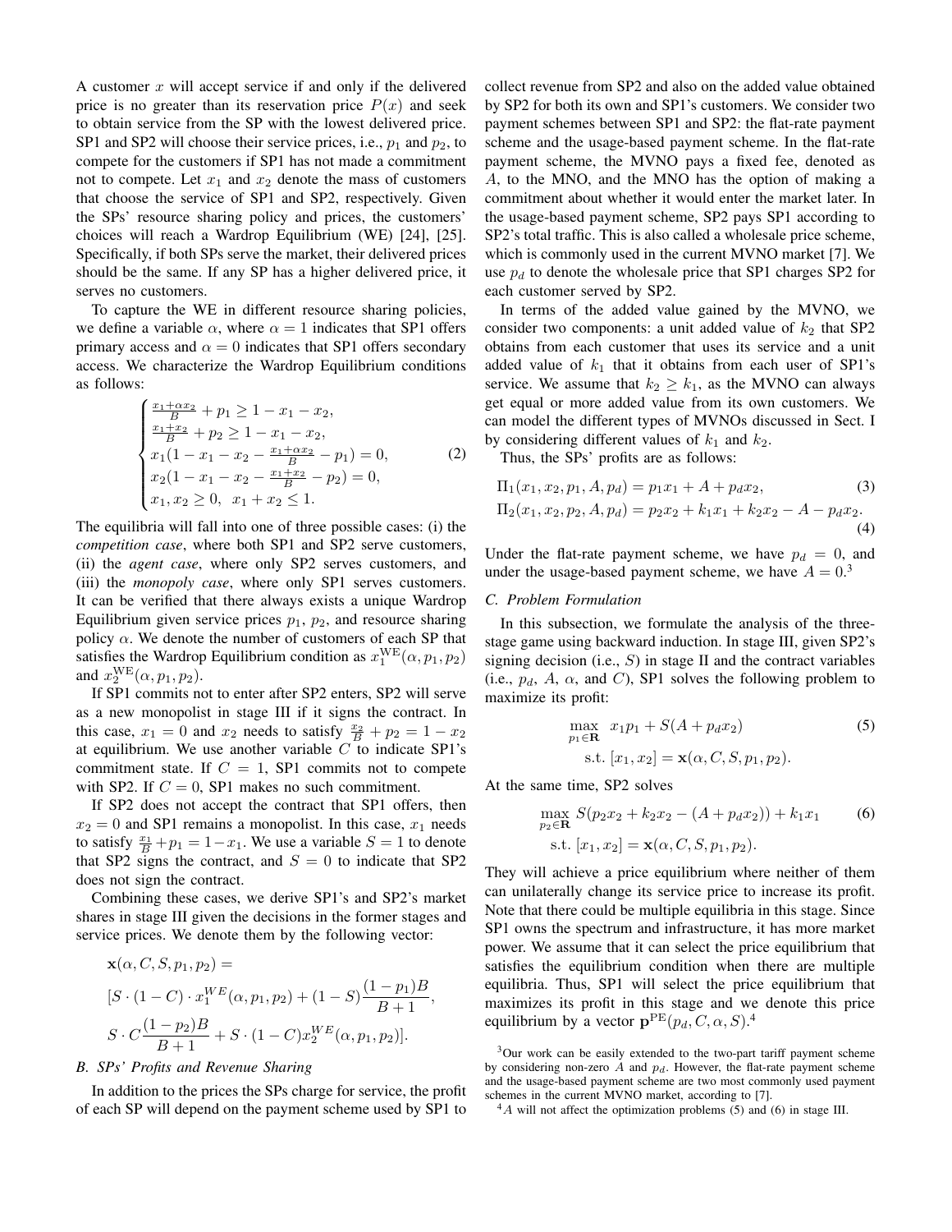A customer $x$ will accept service if and only if the delivered price is no greater than its reservation price $P(x)$ and seek to obtain service from the SP with the lowest delivered price. SP1 and SP2 will choose their service prices, i.e., $p_1$ and $p_2$, to compete for the customers if SP1 has not made a commitment not to compete. Let $x_1$ and $x_2$ denote the mass of customers that choose the service of SP1 and SP2, respectively. Given the SPs' resource sharing policy and prices, the customers' choices will reach a Wardrop Equilibrium (WE) [24], [25]. Specifically, if both SPs serve the market, their delivered prices should be the same. If any SP has a higher delivered price, it serves no customers.

To capture the WE in different resource sharing policies, we define a variable $\alpha$, where $\alpha = 1$ indicates that SP1 offers primary access and $\alpha = 0$ indicates that SP1 offers secondary access. We characterize the Wardrop Equilibrium conditions as follows:

$$
\begin{cases}
\frac{x_1+\alpha x_2}{B} + p_1 \geq 1 - x_1 - x_2, \\
\frac{x_1+x_2}{B} + p_2 \geq 1 - x_1 - x_2, \\
x_1(1 - x_1 - x_2 - \frac{x_1+\alpha x_2}{B} - p_1) = 0, \\
x_2(1 - x_1 - x_2 - \frac{x_1+x_2}{B} - p_2) = 0, \\
x_1, x_2 \geq 0, \;\; x_1 + x_2 \leq 1.
\end{cases} \tag{2}
$$

The equilibria will fall into one of three possible cases: (i) the *competition case*, where both SP1 and SP2 serve customers, (ii) the *agent case*, where only SP2 serves customers, and (iii) the *monopoly case*, where only SP1 serves customers. It can be verified that there always exists a unique Wardrop Equilibrium given service prices $p_1$, $p_2$, and resource sharing policy $\alpha$. We denote the number of customers of each SP that satisfies the Wardrop Equilibrium condition as $x_1^{\rm WE}(\alpha, p_1, p_2)$ and $x_2^{\rm WE}(\alpha, p_1, p_2)$.

If SP1 commits not to enter after SP2 enters, SP2 will serve as a new monopolist in stage III if it signs the contract. In this case, $x_1 = 0$ and $x_2$ needs to satisfy $\frac{x_2}{B} + p_2 = 1 - x_2$ at equilibrium. We use another variable $C$ to indicate SP1's commitment state. If $C = 1$, SP1 commits not to compete with SP2. If $C = 0$, SP1 makes no such commitment.

If SP2 does not accept the contract that SP1 offers, then $x_2 = 0$ and SP1 remains a monopolist. In this case, $x_1$ needs to satisfy $\frac{x_1}{B} + p_1 = 1 - x_1$. We use a variable $S = 1$ to denote that SP2 signs the contract, and $S = 0$ to indicate that SP2 does not sign the contract.

Combining these cases, we derive SP1's and SP2's market shares in stage III given the decisions in the former stages and service prices. We denote them by the following vector:

$$
\begin{aligned}
&\mathbf{x}(\alpha, C, S, p_1, p_2) = \\
&[S \cdot (1 - C) \cdot x_1^{WE}(\alpha, p_1, p_2) + (1 - S)\frac{(1 - p_1)B}{B + 1}, \\
&S \cdot C\frac{(1 - p_2)B}{B + 1} + S \cdot (1 - C)x_2^{WE}(\alpha, p_1, p_2)].
\end{aligned}
$$

### B. SPs' Profits and Revenue Sharing

In addition to the prices the SPs charge for service, the profit of each SP will depend on the payment scheme used by SP1 to collect revenue from SP2 and also on the added value obtained by SP2 for both its own and SP1's customers. We consider two payment schemes between SP1 and SP2: the flat-rate payment scheme and the usage-based payment scheme. In the flat-rate payment scheme, the MVNO pays a fixed fee, denoted as $A$, to the MNO, and the MNO has the option of making a commitment about whether it would enter the market later. In the usage-based payment scheme, SP2 pays SP1 according to SP2's total traffic. This is also called a wholesale price scheme, which is commonly used in the current MVNO market [7]. We use $p_d$ to denote the wholesale price that SP1 charges SP2 for each customer served by SP2.

In terms of the added value gained by the MVNO, we consider two components: a unit added value of $k_2$ that SP2 obtains from each customer that uses its service and a unit added value of $k_1$ that it obtains from each user of SP1's service. We assume that $k_2 \geq k_1$, as the MVNO can always get equal or more added value from its own customers. We can model the different types of MVNOs discussed in Sect. I by considering different values of $k_1$ and $k_2$.

Thus, the SPs' profits are as follows:

$$
\Pi_1(x_1, x_2, p_1, A, p_d) = p_1 x_1 + A + p_d x_2, \tag{3}
$$

$$
\Pi_2(x_1, x_2, p_2, A, p_d) = p_2 x_2 + k_1 x_1 + k_2 x_2 - A - p_d x_2. \tag{4}
$$

Under the flat-rate payment scheme, we have $p_d = 0$, and under the usage-based payment scheme, we have $A = 0$.[3]

### C. Problem Formulation

In this subsection, we formulate the analysis of the three-stage game using backward induction. In stage III, given SP2's signing decision (i.e., $S$) in stage II and the contract variables (i.e., $p_d$, $A$, $\alpha$, and $C$), SP1 solves the following problem to maximize its profit:

$$
\begin{aligned}
\max_{p_1 \in \mathbf{R}} \;\; & x_1 p_1 + S(A + p_d x_2) \\
\text{s.t.} \;\; & [x_1, x_2] = \mathbf{x}(\alpha, C, S, p_1, p_2).
\end{aligned} \tag{5}
$$

At the same time, SP2 solves

$$
\begin{aligned}
\max_{p_2 \in \mathbf{R}} \;\; & S(p_2 x_2 + k_2 x_2 - (A + p_d x_2)) + k_1 x_1 \\
\text{s.t.} \;\; & [x_1, x_2] = \mathbf{x}(\alpha, C, S, p_1, p_2).
\end{aligned} \tag{6}
$$

They will achieve a price equilibrium where neither of them can unilaterally change its service price to increase its profit. Note that there could be multiple equilibria in this stage. Since SP1 owns the spectrum and infrastructure, it has more market power. We assume that it can select the price equilibrium that satisfies the equilibrium condition when there are multiple equilibria. Thus, SP1 will select the price equilibrium that maximizes its profit in this stage and we denote this price equilibrium by a vector $\mathbf{p}^{\rm PE}(p_d, C, \alpha, S)$.[4]

[3] Our work can be easily extended to the two-part tariff payment scheme by considering non-zero $A$ and $p_d$. However, the flat-rate payment scheme and the usage-based payment scheme are two most commonly used payment schemes in the current MVNO market, according to [7].

[4] $A$ will not affect the optimization problems (5) and (6) in stage III.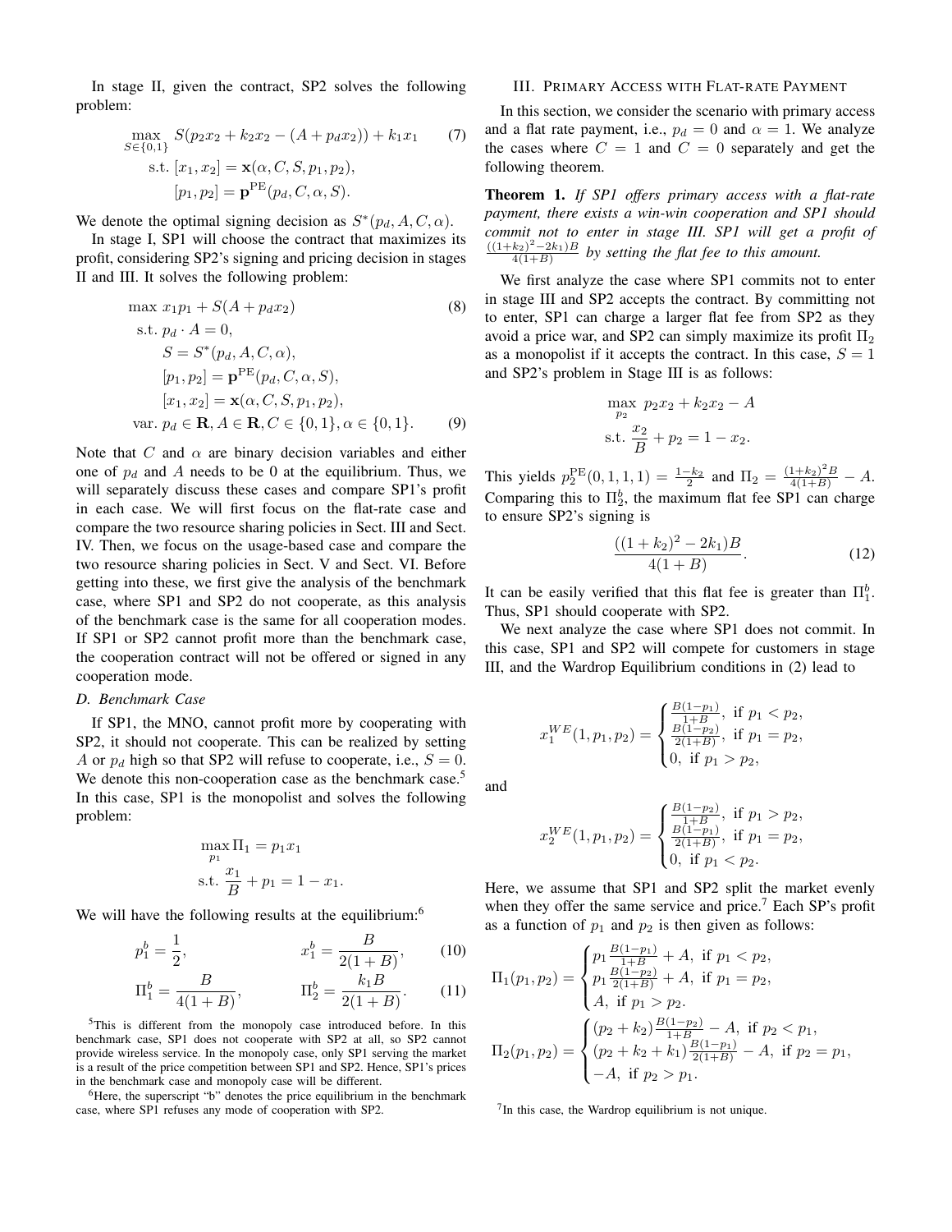In stage II, given the contract, SP2 solves the following problem:

$$\max_{S\in\{0,1\}} \; S(p_2x_2 + k_2x_2 - (A + p_dx_2)) + k_1x_1 \qquad (7)$$
$$\text{s.t. } [x_1, x_2] = \mathbf{x}(\alpha, C, S, p_1, p_2),$$
$$[p_1, p_2] = \mathbf{p}^{\text{PE}}(p_d, C, \alpha, S).$$

We denote the optimal signing decision as $S^*(p_d, A, C, \alpha)$.

In stage I, SP1 will choose the contract that maximizes its profit, considering SP2's signing and pricing decision in stages II and III. It solves the following problem:

$$\max \; x_1p_1 + S(A + p_dx_2) \qquad (8)$$
$$\text{s.t. } p_d \cdot A = 0,$$
$$S = S^*(p_d, A, C, \alpha),$$
$$[p_1, p_2] = \mathbf{p}^{\text{PE}}(p_d, C, \alpha, S),$$
$$[x_1, x_2] = \mathbf{x}(\alpha, C, S, p_1, p_2),$$
$$\text{var. } p_d \in \mathbf{R}, A \in \mathbf{R}, C \in \{0, 1\}, \alpha \in \{0, 1\}. \qquad (9)$$

Note that $C$ and $\alpha$ are binary decision variables and either one of $p_d$ and $A$ needs to be 0 at the equilibrium. Thus, we will separately discuss these cases and compare SP1's profit in each case. We will first focus on the flat-rate case and compare the two resource sharing policies in Sect. III and Sect. IV. Then, we focus on the usage-based case and compare the two resource sharing policies in Sect. V and Sect. VI. Before getting into these, we first give the analysis of the benchmark case, where SP1 and SP2 do not cooperate, as this analysis of the benchmark case is the same for all cooperation modes. If SP1 or SP2 cannot profit more than the benchmark case, the cooperation contract will not be offered or signed in any cooperation mode.

### D. Benchmark Case

If SP1, the MNO, cannot profit more by cooperating with SP2, it should not cooperate. This can be realized by setting $A$ or $p_d$ high so that SP2 will refuse to cooperate, i.e., $S = 0$. We denote this non-cooperation case as the benchmark case.[5] In this case, SP1 is the monopolist and solves the following problem:

$$\max_{p_1} \Pi_1 = p_1x_1$$
$$\text{s.t. } \frac{x_1}{B} + p_1 = 1 - x_1.$$

We will have the following results at the equilibrium:[6]

$$p_1^b = \frac{1}{2}, \qquad x_1^b = \frac{B}{2(1+B)}, \qquad (10)$$

$$\Pi_1^b = \frac{B}{4(1+B)}, \qquad \Pi_2^b = \frac{k_1B}{2(1+B)}. \qquad (11)$$

[5] This is different from the monopoly case introduced before. In this benchmark case, SP1 does not cooperate with SP2 at all, so SP2 cannot provide wireless service. In the monopoly case, only SP1 serving the market is a result of the price competition between SP1 and SP2. Hence, SP1's prices in the benchmark case and monopoly case will be different.

[6] Here, the superscript "b" denotes the price equilibrium in the benchmark case, where SP1 refuses any mode of cooperation with SP2.

## III. Primary Access with Flat-rate Payment

In this section, we consider the scenario with primary access and a flat rate payment, i.e., $p_d = 0$ and $\alpha = 1$. We analyze the cases where $C = 1$ and $C = 0$ separately and get the following theorem.

**Theorem 1.** *If SP1 offers primary access with a flat-rate payment, there exists a win-win cooperation and SP1 should commit not to enter in stage III. SP1 will get a profit of* $\frac{((1+k_2)^2-2k_1)B}{4(1+B)}$ *by setting the flat fee to this amount.*

We first analyze the case where SP1 commits not to enter in stage III and SP2 accepts the contract. By committing not to enter, SP1 can charge a larger flat fee from SP2 as they avoid a price war, and SP2 can simply maximize its profit $\Pi_2$ as a monopolist if it accepts the contract. In this case, $S = 1$ and SP2's problem in Stage III is as follows:

$$\max_{p_2} \; p_2x_2 + k_2x_2 - A$$
$$\text{s.t. } \frac{x_2}{B} + p_2 = 1 - x_2.$$

This yields $p_2^{\text{PE}}(0, 1, 1, 1) = \frac{1-k_2}{2}$ and $\Pi_2 = \frac{(1+k_2)^2B}{4(1+B)} - A$. Comparing this to $\Pi_2^b$, the maximum flat fee SP1 can charge to ensure SP2's signing is

$$\frac{((1+k_2)^2 - 2k_1)B}{4(1+B)}. \qquad (12)$$

It can be easily verified that this flat fee is greater than $\Pi_1^b$. Thus, SP1 should cooperate with SP2.

We next analyze the case where SP1 does not commit. In this case, SP1 and SP2 will compete for customers in stage III, and the Wardrop Equilibrium conditions in (2) lead to

$$x_1^{WE}(1, p_1, p_2) = \begin{cases} \frac{B(1-p_1)}{1+B}, \text{ if } p_1 < p_2, \\ \frac{B(1-p_2)}{2(1+B)}, \text{ if } p_1 = p_2, \\ 0, \text{ if } p_1 > p_2, \end{cases}$$

and

$$x_2^{WE}(1, p_1, p_2) = \begin{cases} \frac{B(1-p_2)}{1+B}, \text{ if } p_1 > p_2, \\ \frac{B(1-p_1)}{2(1+B)}, \text{ if } p_1 = p_2, \\ 0, \text{ if } p_1 < p_2. \end{cases}$$

Here, we assume that SP1 and SP2 split the market evenly when they offer the same service and price.[7] Each SP's profit as a function of $p_1$ and $p_2$ is then given as follows:

$$\Pi_1(p_1, p_2) = \begin{cases} p_1\frac{B(1-p_1)}{1+B} + A, \text{ if } p_1 < p_2, \\ p_1\frac{B(1-p_2)}{2(1+B)} + A, \text{ if } p_1 = p_2, \\ A, \text{ if } p_1 > p_2. \end{cases}$$

$$\Pi_2(p_1, p_2) = \begin{cases} (p_2 + k_2)\frac{B(1-p_2)}{1+B} - A, \text{ if } p_2 < p_1, \\ (p_2 + k_2 + k_1)\frac{B(1-p_1)}{2(1+B)} - A, \text{ if } p_2 = p_1, \\ -A, \text{ if } p_2 > p_1. \end{cases}$$

[7] In this case, the Wardrop equilibrium is not unique.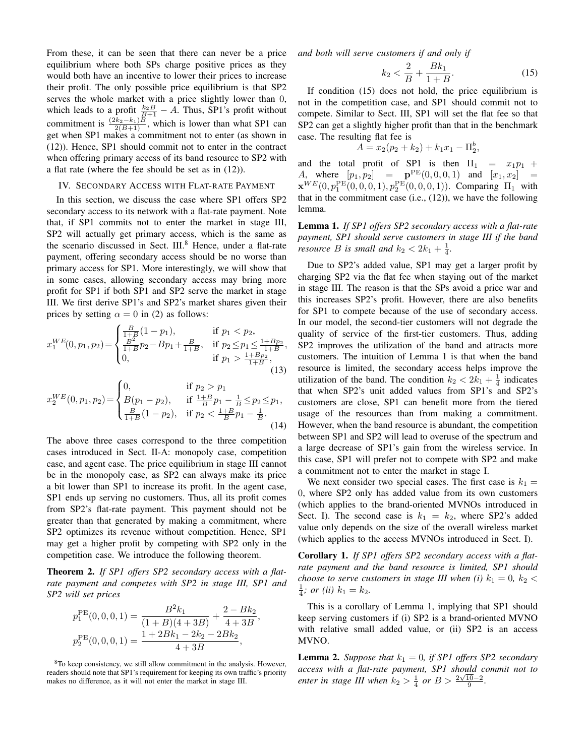From these, it can be seen that there can never be a price equilibrium where both SPs charge positive prices as they would both have an incentive to lower their prices to increase their profit. The only possible price equilibrium is that SP2 serves the whole market with a price slightly lower than 0, which leads to a profit $\frac{k_2 B}{B+1} - A$. Thus, SP1's profit without commitment is $\frac{(2k_2 - k_1)B}{2(B+1)}$, which is lower than what SP1 can get when SP1 makes a commitment not to enter (as shown in (12)). Hence, SP1 should commit not to enter in the contract when offering primary access of its band resource to SP2 with a flat rate (where the fee should be set as in (12)).

## IV. Secondary Access with Flat-rate Payment

In this section, we discuss the case where SP1 offers SP2 secondary access to its network with a flat-rate payment. Note that, if SP1 commits not to enter the market in stage III, SP2 will actually get primary access, which is the same as the scenario discussed in Sect. III.[8] Hence, under a flat-rate payment, offering secondary access should be no worse than primary access for SP1. More interestingly, we will show that in some cases, allowing secondary access may bring more profit for SP1 if both SP1 and SP2 serve the market in stage III. We first derive SP1's and SP2's market shares given their prices by setting $\alpha = 0$ in (2) as follows:

$$x_1^{WE}(0,p_1,p_2)=\begin{cases}\frac{B}{1+B}(1-p_1), & \text{if } p_1 < p_2,\\ \frac{B^2}{1+B}p_2 - Bp_1 + \frac{B}{1+B}, & \text{if } p_2 \le p_1 \le \frac{1+Bp_2}{1+B},\\ 0, & \text{if } p_1 > \frac{1+Bp_2}{1+B},\end{cases} \tag{13}$$

$$x_2^{WE}(0,p_1,p_2)=\begin{cases}0, & \text{if } p_2 > p_1\\ B(p_1 - p_2), & \text{if } \frac{1+B}{B}p_1 - \frac{1}{B} \le p_2 \le p_1,\\ \frac{B}{1+B}(1-p_2), & \text{if } p_2 < \frac{1+B}{B}p_1 - \frac{1}{B}.\end{cases} \tag{14}$$

The above three cases correspond to the three competition cases introduced in Sect. II-A: monopoly case, competition case, and agent case. The price equilibrium in stage III cannot be in the monopoly case, as SP2 can always make its price a bit lower than SP1 to increase its profit. In the agent case, SP1 ends up serving no customers. Thus, all its profit comes from SP2's flat-rate payment. This payment should not be greater than that generated by making a commitment, where SP2 optimizes its revenue without competition. Hence, SP1 may get a higher profit by competing with SP2 only in the competition case. We introduce the following theorem.

**Theorem 2.** *If SP1 offers SP2 secondary access with a flat-rate payment and competes with SP2 in stage III, SP1 and SP2 will set prices*

$$p_1^{\mathrm{PE}}(0,0,0,1) = \frac{B^2 k_1}{(1+B)(4+3B)} + \frac{2 - Bk_2}{4+3B},$$
$$p_2^{\mathrm{PE}}(0,0,0,1) = \frac{1 + 2Bk_1 - 2k_2 - 2Bk_2}{4+3B},$$

*and both will serve customers if and only if*

$$k_2 < \frac{2}{B} + \frac{Bk_1}{1+B}. \tag{15}$$

If condition (15) does not hold, the price equilibrium is not in the competition case, and SP1 should commit not to compete. Similar to Sect. III, SP1 will set the flat fee so that SP2 can get a slightly higher profit than that in the benchmark case. The resulting flat fee is

$$A = x_2(p_2 + k_2) + k_1 x_1 - \Pi_2^b,$$

and the total profit of SP1 is then $\Pi_1 = x_1 p_1 + A$, where $[p_1, p_2] = \mathbf{p}^{\mathrm{PE}}(0,0,0,1)$ and $[x_1, x_2] = \mathbf{x}^{WE}(0, p_1^{\mathrm{PE}}(0,0,0,1), p_2^{\mathrm{PE}}(0,0,0,1))$. Comparing $\Pi_1$ with that in the commitment case (i.e., (12)), we have the following lemma.

**Lemma 1.** *If SP1 offers SP2 secondary access with a flat-rate payment, SP1 should serve customers in stage III if the band resource $B$ is small and $k_2 < 2k_1 + \frac{1}{4}$.*

Due to SP2's added value, SP1 may get a larger profit by charging SP2 via the flat fee when staying out of the market in stage III. The reason is that the SPs avoid a price war and this increases SP2's profit. However, there are also benefits for SP1 to compete because of the use of secondary access. In our model, the second-tier customers will not degrade the quality of service of the first-tier customers. Thus, adding SP2 improves the utilization of the band and attracts more customers. The intuition of Lemma 1 is that when the band resource is limited, the secondary access helps improve the utilization of the band. The condition $k_2 < 2k_1 + \frac{1}{4}$ indicates that when SP2's unit added values from SP1's and SP2's customers are close, SP1 can benefit more from the tiered usage of the resources than from making a commitment. However, when the band resource is abundant, the competition between SP1 and SP2 will lead to overuse of the spectrum and a large decrease of SP1's gain from the wireless service. In this case, SP1 will prefer not to compete with SP2 and make a commitment not to enter the market in stage I.

We next consider two special cases. The first case is $k_1 = 0$, where SP2 only has added value from its own customers (which applies to the brand-oriented MVNOs introduced in Sect. I). The second case is $k_1 = k_2$, where SP2's added value only depends on the size of the overall wireless market (which applies to the access MVNOs introduced in Sect. I).

**Corollary 1.** *If SP1 offers SP2 secondary access with a flat-rate payment and the band resource is limited, SP1 should choose to serve customers in stage III when (i) $k_1 = 0$, $k_2 < \frac{1}{4}$; or (ii) $k_1 = k_2$.*

This is a corollary of Lemma 1, implying that SP1 should keep serving customers if (i) SP2 is a brand-oriented MVNO with relative small added value, or (ii) SP2 is an access MVNO.

**Lemma 2.** *Suppose that $k_1 = 0$, if SP1 offers SP2 secondary access with a flat-rate payment, SP1 should commit not to enter in stage III when $k_2 > \frac{1}{4}$ or $B > \frac{2\sqrt{10}-2}{9}$.*

[8] To keep consistency, we still allow commitment in the analysis. However, readers should note that SP1's requirement for keeping its own traffic's priority makes no difference, as it will not enter the market in stage III.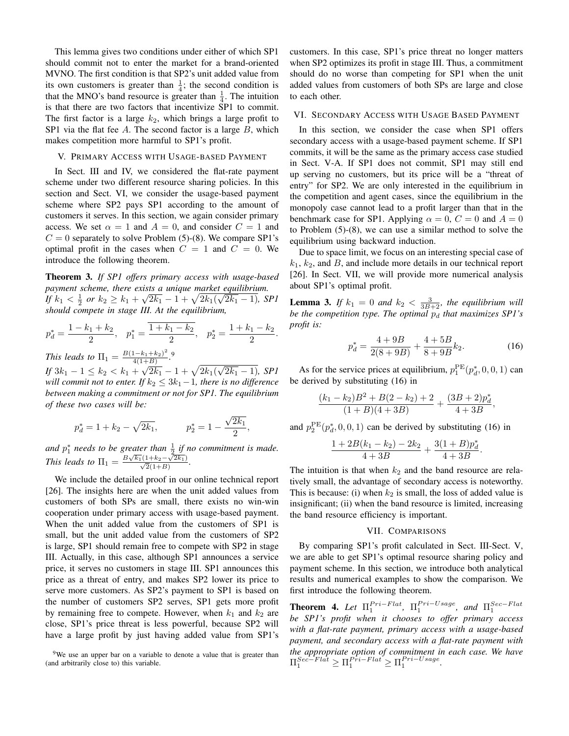This lemma gives two conditions under either of which SP1 should commit not to enter the market for a brand-oriented MVNO. The first condition is that SP2's unit added value from its own customers is greater than $\frac{1}{4}$; the second condition is that the MNO's band resource is greater than $\frac{1}{4}$. The intuition is that there are two factors that incentivize SP1 to commit. The first factor is a large $k_2$, which brings a large profit to SP1 via the flat fee $A$. The second factor is a large $B$, which makes competition more harmful to SP1's profit.

## V. Primary Access with Usage-based Payment

In Sect. III and IV, we considered the flat-rate payment scheme under two different resource sharing policies. In this section and Sect. VI, we consider the usage-based payment scheme where SP2 pays SP1 according to the amount of customers it serves. In this section, we again consider primary access. We set $\alpha = 1$ and $A = 0$, and consider $C = 1$ and $C = 0$ separately to solve Problem (5)-(8). We compare SP1's optimal profit in the cases when $C = 1$ and $C = 0$. We introduce the following theorem.

**Theorem 3.** *If SP1 offers primary access with usage-based payment scheme, there exists a unique market equilibrium. If $k_1 < \frac{1}{2}$ or $k_2 \geq k_1 + \sqrt{2k_1} - 1 + \sqrt{2k_1(\sqrt{2k_1} - 1)}$, SP1 should compete in stage III. At the equilibrium,*

$$p_d^* = \frac{1 - k_1 + k_2}{2}, \quad p_1^* = \overline{\frac{1 + k_1 - k_2}{2}}, \quad p_2^* = \frac{1 + k_1 - k_2}{2}.$$

*This leads to $\Pi_1 = \frac{B(1-k_1+k_2)^2}{4(1+B)}$.*[9]

*If $3k_1 - 1 \leq k_2 < k_1 + \sqrt{2k_1} - 1 + \sqrt{2k_1(\sqrt{2k_1} - 1)}$, SP1 will commit not to enter. If $k_2 \leq 3k_1 - 1$, there is no difference between making a commitment or not for SP1. The equilibrium of these two cases will be:*

$$p_d^* = 1 + k_2 - \sqrt{2k_1}, \qquad p_2^* = 1 - \frac{\sqrt{2k_1}}{2},$$

*and $p_1^*$ needs to be greater than $\frac{1}{2}$ if no commitment is made. This leads to $\Pi_1 = \frac{B\sqrt{k_1}(1+k_2-\sqrt{2k_1})}{\sqrt{2}(1+B)}$.*

We include the detailed proof in our online technical report [26]. The insights here are when the unit added values from customers of both SPs are small, there exists no win-win cooperation under primary access with usage-based payment. When the unit added value from the customers of SP1 is small, but the unit added value from the customers of SP2 is large, SP1 should remain free to compete with SP2 in stage III. Actually, in this case, although SP1 announces a service price, it serves no customers in stage III. SP1 announces this price as a threat of entry, and makes SP2 lower its price to serve more customers. As SP2's payment to SP1 is based on the number of customers SP2 serves, SP1 gets more profit by remaining free to compete. However, when $k_1$ and $k_2$ are close, SP1's price threat is less powerful, because SP2 will have a large profit by just having added value from SP1's customers. In this case, SP1's price threat no longer matters when SP2 optimizes its profit in stage III. Thus, a commitment should do no worse than competing for SP1 when the unit added values from customers of both SPs are large and close to each other.

[9] We use an upper bar on a variable to denote a value that is greater than (and arbitrarily close to) this variable.

## VI. Secondary Access with Usage Based Payment

In this section, we consider the case when SP1 offers secondary access with a usage-based payment scheme. If SP1 commits, it will be the same as the primary access case studied in Sect. V-A. If SP1 does not commit, SP1 may still end up serving no customers, but its price will be a "threat of entry" for SP2. We are only interested in the equilibrium in the competition and agent cases, since the equilibrium in the monopoly case cannot lead to a profit larger than that in the benchmark case for SP1. Applying $\alpha = 0$, $C = 0$ and $A = 0$ to Problem (5)-(8), we can use a similar method to solve the equilibrium using backward induction.

Due to space limit, we focus on an interesting special case of $k_1$, $k_2$, and $B$, and include more details in our technical report [26]. In Sect. VII, we will provide more numerical analysis about SP1's optimal profit.

**Lemma 3.** *If $k_1 = 0$ and $k_2 < \frac{3}{3B+2}$, the equilibrium will be the competition type. The optimal $p_d$ that maximizes SP1's profit is:*

$$p_d^* = \frac{4 + 9B}{2(8 + 9B)} + \frac{4 + 5B}{8 + 9B} k_2. \tag{16}$$

As for the service prices at equilibrium, $p_1^{\rm PE}(p_d^*, 0, 0, 1)$ can be derived by substituting (16) in

$$\frac{(k_1 - k_2)B^2 + B(2 - k_2) + 2}{(1 + B)(4 + 3B)} + \frac{(3B + 2)p_d^*}{4 + 3B},$$

and $p_2^{\rm PE}(p_d^*, 0, 0, 1)$ can be derived by substituting (16) in

$$\frac{1 + 2B(k_1 - k_2) - 2k_2}{4 + 3B} + \frac{3(1 + B)p_d^*}{4 + 3B}.$$

The intuition is that when $k_2$ and the band resource are relatively small, the advantage of secondary access is noteworthy. This is because: (i) when $k_2$ is small, the loss of added value is insignificant; (ii) when the band resource is limited, increasing the band resource efficiency is important.

## VII. Comparisons

By comparing SP1's profit calculated in Sect. III-Sect. V, we are able to get SP1's optimal resource sharing policy and payment scheme. In this section, we introduce both analytical results and numerical examples to show the comparison. We first introduce the following theorem.

**Theorem 4.** *Let $\Pi_1^{Pri-Flat}$, $\Pi_1^{Pri-Usage}$, and $\Pi_1^{Sec-Flat}$ be SP1's profit when it chooses to offer primary access with a flat-rate payment, primary access with a usage-based payment, and secondary access with a flat-rate payment with the appropriate option of commitment in each case. We have $\Pi_1^{Sec-Flat} \geq \Pi_1^{Pri-Flat} \geq \Pi_1^{Pri-Usage}$.*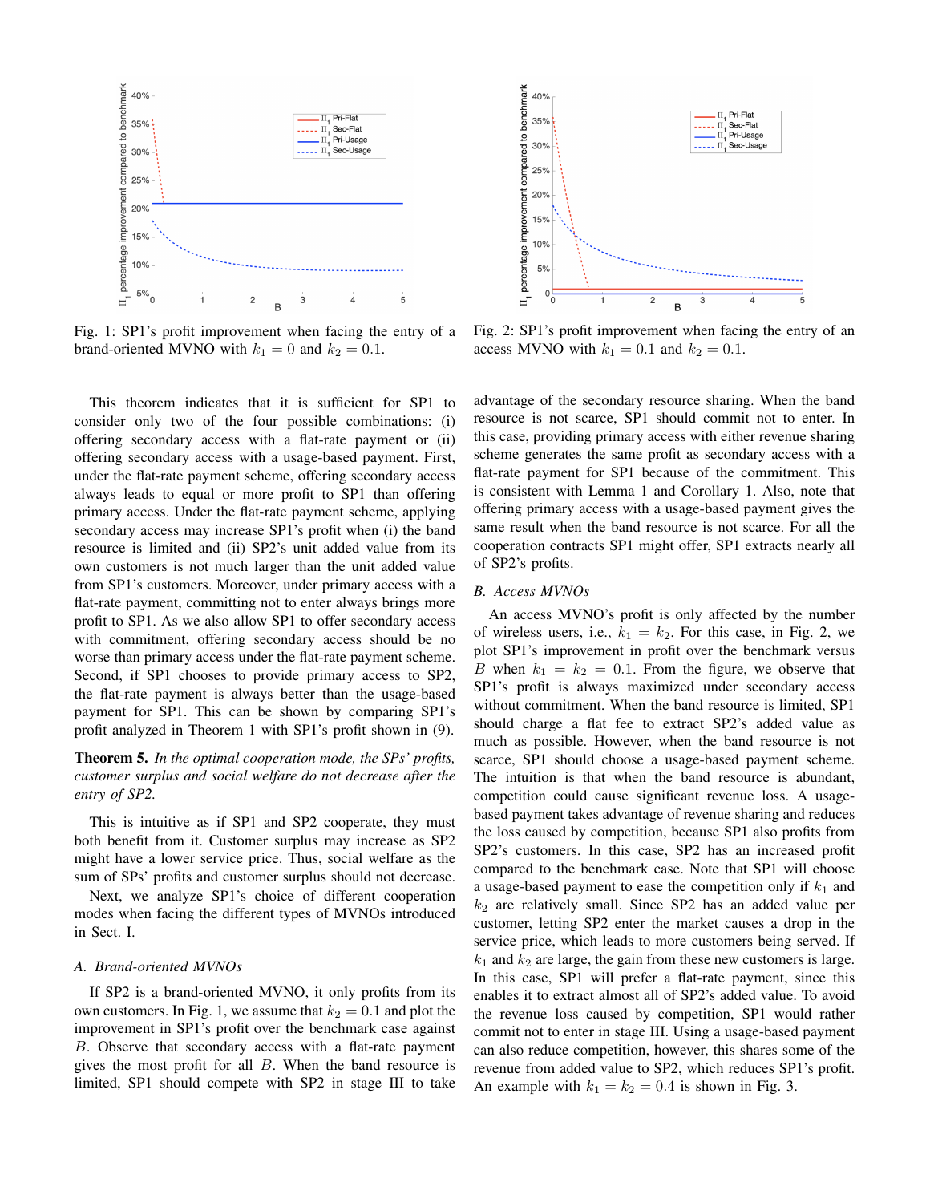Fig. 1: SP1's profit improvement when facing the entry of a brand-oriented MVNO with $k_1 = 0$ and $k_2 = 0.1$.

Fig. 2: SP1's profit improvement when facing the entry of an access MVNO with $k_1 = 0.1$ and $k_2 = 0.1$.

This theorem indicates that it is sufficient for SP1 to consider only two of the four possible combinations: (i) offering secondary access with a flat-rate payment or (ii) offering secondary access with a usage-based payment. First, under the flat-rate payment scheme, offering secondary access always leads to equal or more profit to SP1 than offering primary access. Under the flat-rate payment scheme, applying secondary access may increase SP1's profit when (i) the band resource is limited and (ii) SP2's unit added value from its own customers is not much larger than the unit added value from SP1's customers. Moreover, under primary access with a flat-rate payment, committing not to enter always brings more profit to SP1. As we also allow SP1 to offer secondary access with commitment, offering secondary access should be no worse than primary access under the flat-rate payment scheme. Second, if SP1 chooses to provide primary access to SP2, the flat-rate payment is always better than the usage-based payment for SP1. This can be shown by comparing SP1's profit analyzed in Theorem 1 with SP1's profit shown in (9).

**Theorem 5.** *In the optimal cooperation mode, the SPs' profits, customer surplus and social welfare do not decrease after the entry of SP2.*

This is intuitive as if SP1 and SP2 cooperate, they must both benefit from it. Customer surplus may increase as SP2 might have a lower service price. Thus, social welfare as the sum of SPs' profits and customer surplus should not decrease.

Next, we analyze SP1's choice of different cooperation modes when facing the different types of MVNOs introduced in Sect. I.

### A. Brand-oriented MVNOs

If SP2 is a brand-oriented MVNO, it only profits from its own customers. In Fig. 1, we assume that $k_2 = 0.1$ and plot the improvement in SP1's profit over the benchmark case against $B$. Observe that secondary access with a flat-rate payment gives the most profit for all $B$. When the band resource is limited, SP1 should compete with SP2 in stage III to take advantage of the secondary resource sharing. When the band resource is not scarce, SP1 should commit not to enter. In this case, providing primary access with either revenue sharing scheme generates the same profit as secondary access with a flat-rate payment for SP1 because of the commitment. This is consistent with Lemma 1 and Corollary 1. Also, note that offering primary access with a usage-based payment gives the same result when the band resource is not scarce. For all the cooperation contracts SP1 might offer, SP1 extracts nearly all of SP2's profits.

### B. Access MVNOs

An access MVNO's profit is only affected by the number of wireless users, i.e., $k_1 = k_2$. For this case, in Fig. 2, we plot SP1's improvement in profit over the benchmark versus $B$ when $k_1 = k_2 = 0.1$. From the figure, we observe that SP1's profit is always maximized under secondary access without commitment. When the band resource is limited, SP1 should charge a flat fee to extract SP2's added value as much as possible. However, when the band resource is not scarce, SP1 should choose a usage-based payment scheme. The intuition is that when the band resource is abundant, competition could cause significant revenue loss. A usage-based payment takes advantage of revenue sharing and reduces the loss caused by competition, because SP1 also profits from SP2's customers. In this case, SP2 has an increased profit compared to the benchmark case. Note that SP1 will choose a usage-based payment to ease the competition only if $k_1$ and $k_2$ are relatively small. Since SP2 has an added value per customer, letting SP2 enter the market causes a drop in the service price, which leads to more customers being served. If $k_1$ and $k_2$ are large, the gain from these new customers is large. In this case, SP1 will prefer a flat-rate payment, since this enables it to extract almost all of SP2's added value. To avoid the revenue loss caused by competition, SP1 would rather commit not to enter in stage III. Using a usage-based payment can also reduce competition, however, this shares some of the revenue from added value to SP2, which reduces SP1's profit. An example with $k_1 = k_2 = 0.4$ is shown in Fig. 3.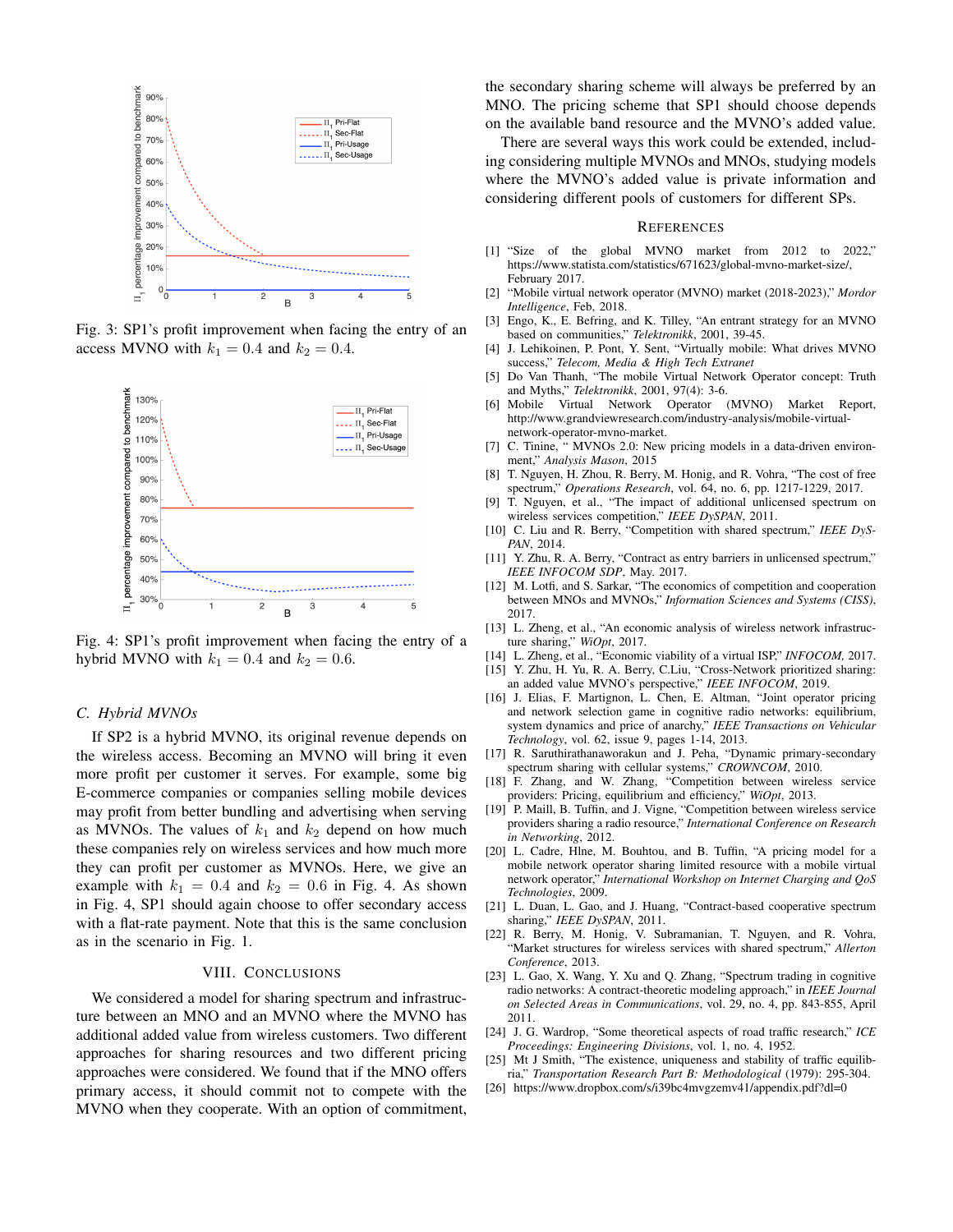90%
80%
70%
60%
50%
40%
30%
20%
10%
0

$\Pi_1$ percentage improvement compared to benchmark

0 1 2 3 4 5

B

$\Pi_1$ Pri-Flat
$\Pi_1$ Sec-Flat
$\Pi_1$ Pri-Usage
$\Pi_1$ Sec-Usage

Fig. 3: SP1's profit improvement when facing the entry of an access MVNO with $k_1 = 0.4$ and $k_2 = 0.4$.

130%
120%
110%
100%
90%
80%
70%
60%
50%
40%
30%

$\Pi_1$ percentage improvement compared to benchmark

0 1 2 3 4 5

B

$\Pi_1$ Pri-Flat
$\Pi_1$ Sec-Flat
$\Pi_1$ Pri-Usage
$\Pi_1$ Sec-Usage

Fig. 4: SP1's profit improvement when facing the entry of a hybrid MVNO with $k_1 = 0.4$ and $k_2 = 0.6$.

### C. Hybrid MVNOs

If SP2 is a hybrid MVNO, its original revenue depends on the wireless access. Becoming an MVNO will bring it even more profit per customer it serves. For example, some big E-commerce companies or companies selling mobile devices may profit from better bundling and advertising when serving as MVNOs. The values of $k_1$ and $k_2$ depend on how much these companies rely on wireless services and how much more they can profit per customer as MVNOs. Here, we give an example with $k_1 = 0.4$ and $k_2 = 0.6$ in Fig. 4. As shown in Fig. 4, SP1 should again choose to offer secondary access with a flat-rate payment. Note that this is the same conclusion as in the scenario in Fig. 1.

## VIII. Conclusions

We considered a model for sharing spectrum and infrastructure between an MNO and an MVNO where the MVNO has additional added value from wireless customers. Two different approaches for sharing resources and two different pricing approaches were considered. We found that if the MNO offers primary access, it should commit not to compete with the MVNO when they cooperate. With an option of commitment, the secondary sharing scheme will always be preferred by an MNO. The pricing scheme that SP1 should choose depends on the available band resource and the MVNO's added value.

There are several ways this work could be extended, including considering multiple MVNOs and MNOs, studying models where the MVNO's added value is private information and considering different pools of customers for different SPs.

## References

[1] "Size of the global MVNO market from 2012 to 2022," https://www.statista.com/statistics/671623/global-mvno-market-size/, February 2017.

[2] "Mobile virtual network operator (MVNO) market (2018-2023)," *Mordor Intelligence*, Feb, 2018.

[3] Engo, K., E. Befring, and K. Tilley, "An entrant strategy for an MVNO based on communities," *Telektronikk*, 2001, 39-45.

[4] J. Lehikoinen, P. Pont, V. Sent, "Virtually mobile: What drives MVNO success," *Telecom, Media & High Tech Extranet*

[5] Do Van Thanh, "The mobile Virtual Network Operator concept: Truth and Myths," *Telektronikk*, 2001, 97(4): 3-6.

[6] Mobile Virtual Network Operator (MVNO) Market Report, http://www.grandviewresearch.com/industry-analysis/mobile-virtual-network-operator-mvno-market.

[7] C. Tinine, " MVNOs 2.0: New pricing models in a data-driven environment," *Analysis Mason*, 2015

[8] T. Nguyen, H. Zhou, R. Berry, M. Honig, and R. Vohra, "The cost of free spectrum," *Operations Research*, vol. 64, no. 6, pp. 1217-1229, 2017.

[9] T. Nguyen, et al., "The impact of additional unlicensed spectrum on wireless services competition," *IEEE DySPAN*, 2011.

[10] C. Liu and R. Berry, "Competition with shared spectrum," *IEEE DySPAN*, 2014.

[11] Y. Zhu, R. A. Berry, "Contract as entry barriers in unlicensed spectrum," *IEEE INFOCOM SDP*, May. 2017.

[12] M. Lotfi, and S. Sarkar, "The economics of competition and cooperation between MNOs and MVNOs," *Information Sciences and Systems (CISS)*, 2017.

[13] L. Zheng, et al., "An economic analysis of wireless network infrastructure sharing," *WiOpt*, 2017.

[14] L. Zheng, et al., "Economic viability of a virtual ISP," *INFOCOM*, 2017.

[15] Y. Zhu, H. Yu, R. A. Berry, C.Liu, "Cross-Network prioritized sharing: an added value MVNO's perspective," *IEEE INFOCOM*, 2019.

[16] J. Elias, F. Martignon, L. Chen, E. Altman, "Joint operator pricing and network selection game in cognitive radio networks: equilibrium, system dynamics and price of anarchy," *IEEE Transactions on Vehicular Technology*, vol. 62, issue 9, pages 1-14, 2013.

[17] R. Saruthirathanaworakun and J. Peha, "Dynamic primary-secondary spectrum sharing with cellular systems," *CROWNCOM*, 2010.

[18] F. Zhang, and W. Zhang, "Competition between wireless service providers: Pricing, equilibrium and efficiency," *WiOpt*, 2013.

[19] P. Maill, B. Tuffin, and J. Vigne, "Competition between wireless service providers sharing a radio resource," *International Conference on Research in Networking*, 2012.

[20] L. Cadre, H. lne, M. Bouhtou, and B. Tuffin, "A pricing model for a mobile network operator sharing limited resource with a mobile virtual network operator," *International Workshop on Internet Charging and QoS Technologies*, 2009.

[21] L. Duan, L. Gao, and J. Huang, "Contract-based cooperative spectrum sharing," *IEEE DySPAN*, 2011.

[22] R. Berry, M. Honig, V. Subramanian, T. Nguyen, and R. Vohra, "Market structures for wireless services with shared spectrum," *Allerton Conference*, 2013.

[23] L. Gao, X. Wang, Y. Xu and Q. Zhang, "Spectrum trading in cognitive radio networks: A contract-theoretic modeling approach," in *IEEE Journal on Selected Areas in Communications*, vol. 29, no. 4, pp. 843-855, April 2011.

[24] J. G. Wardrop, "Some theoretical aspects of road traffic research," *ICE Proceedings: Engineering Divisions*, vol. 1, no. 4, 1952.

[25] Mt J Smith, "The existence, uniqueness and stability of traffic equilibria," *Transportation Research Part B: Methodological* (1979): 295-304.

[26] https://www.dropbox.com/s/i39bc4mvgzemv41/appendix.pdf?dl=0